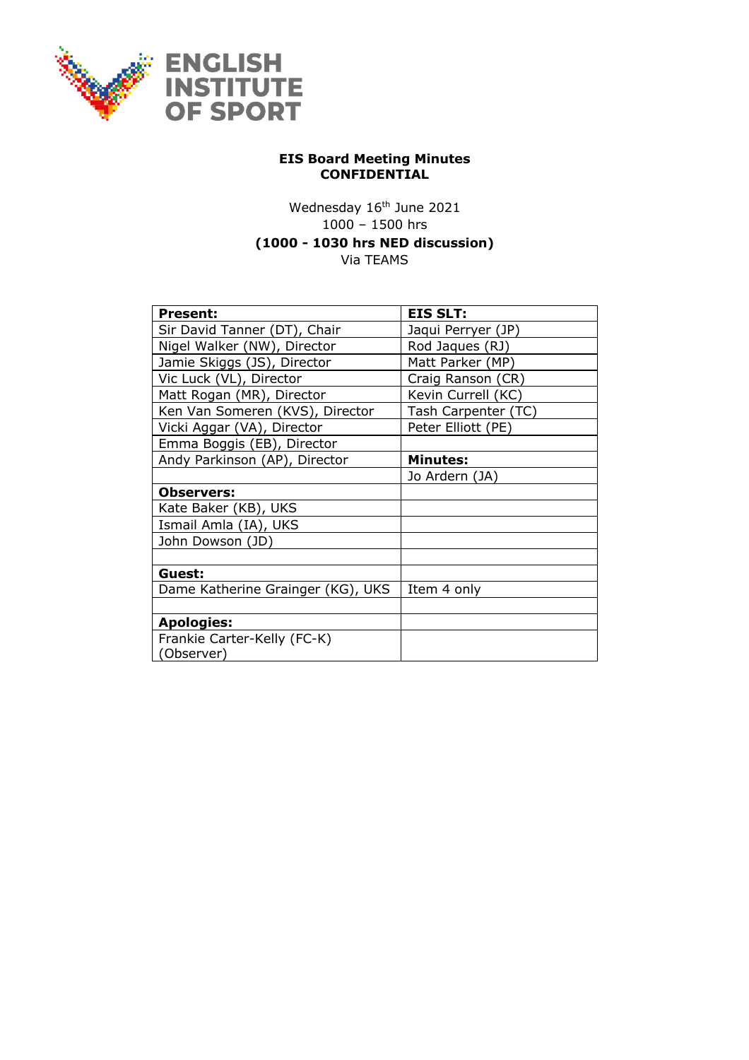ENGLISH INSTITUTE OF SPORT

**EIS Board Meeting Minutes**
**CONFIDENTIAL**

Wednesday 16th June 2021
1000 – 1500 hrs
**(1000 - 1030 hrs NED discussion)**
Via TEAMS

| **Present:** | **EIS SLT:** |
|---|---|
| Sir David Tanner (DT), Chair | Jaqui Perryer (JP) |
| Nigel Walker (NW), Director | Rod Jaques (RJ) |
| Jamie Skiggs (JS), Director | Matt Parker (MP) |
| Vic Luck (VL), Director | Craig Ranson (CR) |
| Matt Rogan (MR), Director | Kevin Currell (KC) |
| Ken Van Someren (KVS), Director | Tash Carpenter (TC) |
| Vicki Aggar (VA), Director | Peter Elliott (PE) |
| Emma Boggis (EB), Director | |
| Andy Parkinson (AP), Director | **Minutes:** |
| | Jo Ardern (JA) |
| **Observers:** | |
| Kate Baker (KB), UKS | |
| Ismail Amla (IA), UKS | |
| John Dowson (JD) | |
| | |
| **Guest:** | |
| Dame Katherine Grainger (KG), UKS | Item 4 only |
| | |
| **Apologies:** | |
| Frankie Carter-Kelly (FC-K) (Observer) | |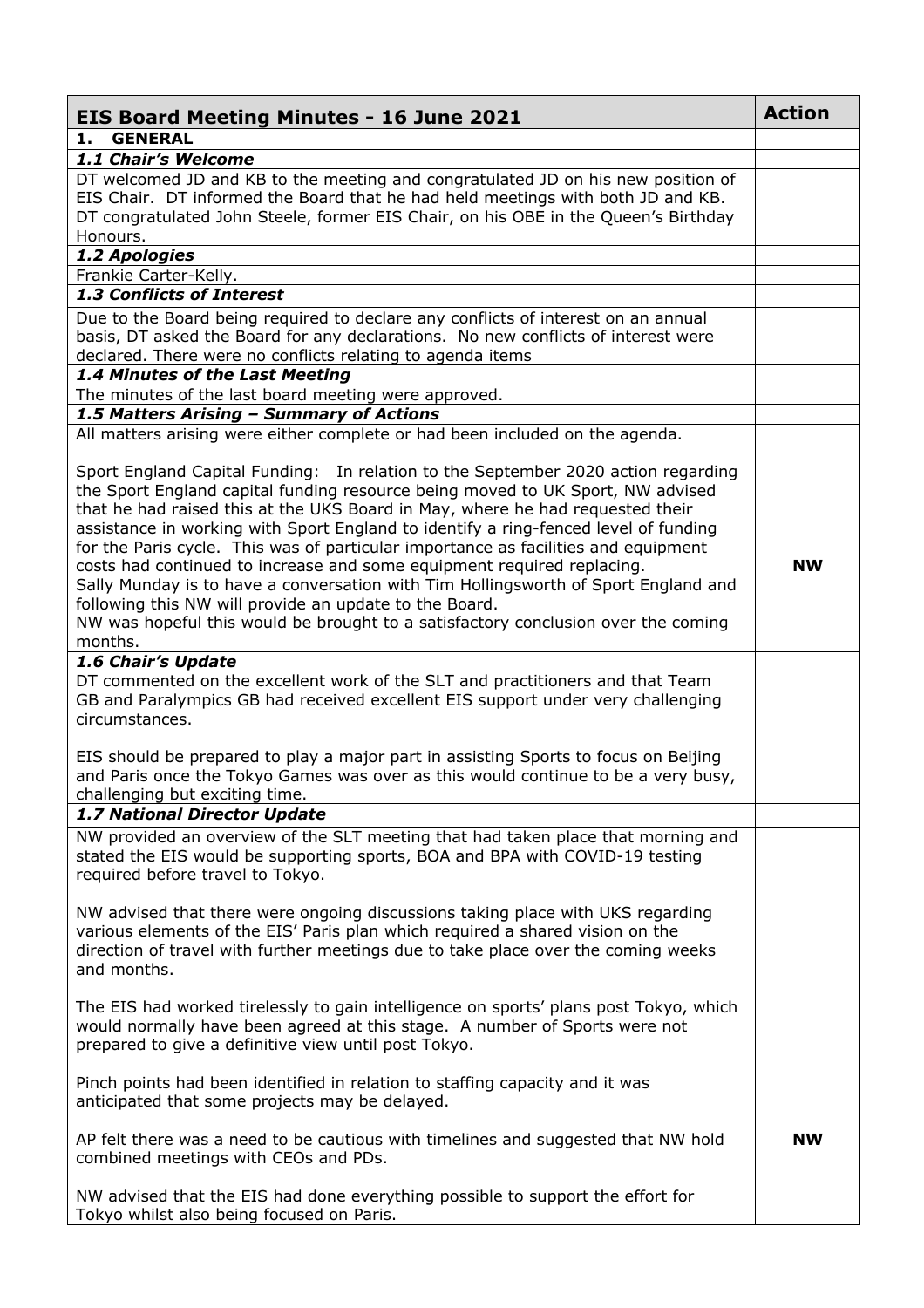| EIS Board Meeting Minutes - 16 June 2021 | Action |
|---|---|
| **1. GENERAL** | |
| ***1.1 Chair's Welcome*** | |
| DT welcomed JD and KB to the meeting and congratulated JD on his new position of EIS Chair. DT informed the Board that he had held meetings with both JD and KB. DT congratulated John Steele, former EIS Chair, on his OBE in the Queen's Birthday Honours. | |
| ***1.2 Apologies*** | |
| Frankie Carter-Kelly. | |
| ***1.3 Conflicts of Interest*** | |
| Due to the Board being required to declare any conflicts of interest on an annual basis, DT asked the Board for any declarations. No new conflicts of interest were declared. There were no conflicts relating to agenda items | |
| ***1.4 Minutes of the Last Meeting*** | |
| The minutes of the last board meeting were approved. | |
| ***1.5 Matters Arising – Summary of Actions*** | |
| All matters arising were either complete or had been included on the agenda.<br><br>Sport England Capital Funding: In relation to the September 2020 action regarding the Sport England capital funding resource being moved to UK Sport, NW advised that he had raised this at the UKS Board in May, where he had requested their assistance in working with Sport England to identify a ring-fenced level of funding for the Paris cycle. This was of particular importance as facilities and equipment costs had continued to increase and some equipment required replacing.<br>Sally Munday is to have a conversation with Tim Hollingsworth of Sport England and following this NW will provide an update to the Board.<br>NW was hopeful this would be brought to a satisfactory conclusion over the coming months. | **NW** |
| ***1.6 Chair's Update*** | |
| DT commented on the excellent work of the SLT and practitioners and that Team GB and Paralympics GB had received excellent EIS support under very challenging circumstances.<br><br>EIS should be prepared to play a major part in assisting Sports to focus on Beijing and Paris once the Tokyo Games was over as this would continue to be a very busy, challenging but exciting time. | |
| ***1.7 National Director Update*** | |
| NW provided an overview of the SLT meeting that had taken place that morning and stated the EIS would be supporting sports, BOA and BPA with COVID-19 testing required before travel to Tokyo.<br><br>NW advised that there were ongoing discussions taking place with UKS regarding various elements of the EIS' Paris plan which required a shared vision on the direction of travel with further meetings due to take place over the coming weeks and months.<br><br>The EIS had worked tirelessly to gain intelligence on sports' plans post Tokyo, which would normally have been agreed at this stage. A number of Sports were not prepared to give a definitive view until post Tokyo.<br><br>Pinch points had been identified in relation to staffing capacity and it was anticipated that some projects may be delayed.<br><br>AP felt there was a need to be cautious with timelines and suggested that NW hold combined meetings with CEOs and PDs.<br><br>NW advised that the EIS had done everything possible to support the effort for Tokyo whilst also being focused on Paris. | **NW** |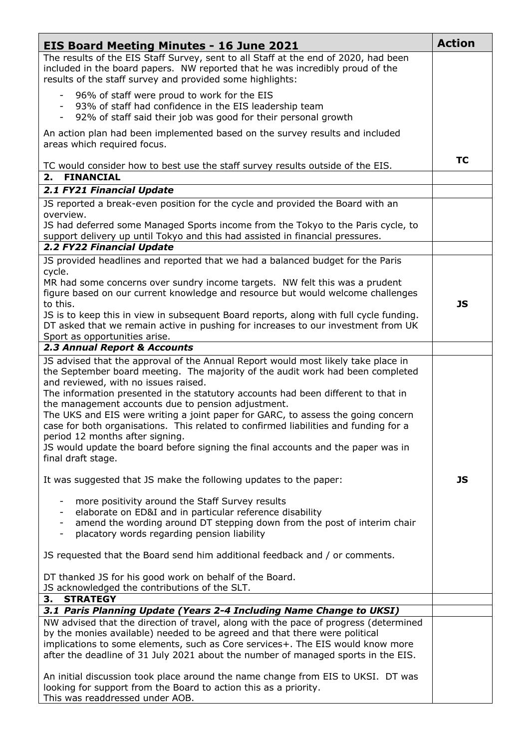| EIS Board Meeting Minutes - 16 June 2021 | Action |
| --- | --- |
| The results of the EIS Staff Survey, sent to all Staff at the end of 2020, had been included in the board papers. NW reported that he was incredibly proud of the results of the staff survey and provided some highlights:<br><br>- 96% of staff were proud to work for the EIS<br>- 93% of staff had confidence in the EIS leadership team<br>- 92% of staff said their job was good for their personal growth<br><br>An action plan had been implemented based on the survey results and included areas which required focus.<br><br>TC would consider how to best use the staff survey results outside of the EIS. | **TC** |
| **2. FINANCIAL** | |
| ***2.1 FY21 Financial Update*** | |
| JS reported a break-even position for the cycle and provided the Board with an overview.<br>JS had deferred some Managed Sports income from the Tokyo to the Paris cycle, to support delivery up until Tokyo and this had assisted in financial pressures. | |
| ***2.2 FY22 Financial Update*** | |
| JS provided headlines and reported that we had a balanced budget for the Paris cycle.<br>MR had some concerns over sundry income targets. NW felt this was a prudent figure based on our current knowledge and resource but would welcome challenges to this.<br>JS is to keep this in view in subsequent Board reports, along with full cycle funding.<br>DT asked that we remain active in pushing for increases to our investment from UK Sport as opportunities arise. | **JS** |
| ***2.3 Annual Report & Accounts*** | |
| JS advised that the approval of the Annual Report would most likely take place in the September board meeting. The majority of the audit work had been completed and reviewed, with no issues raised.<br>The information presented in the statutory accounts had been different to that in the management accounts due to pension adjustment.<br>The UKS and EIS were writing a joint paper for GARC, to assess the going concern case for both organisations. This related to confirmed liabilities and funding for a period 12 months after signing.<br>JS would update the board before signing the final accounts and the paper was in final draft stage.<br><br>It was suggested that JS make the following updates to the paper:<br><br>- more positivity around the Staff Survey results<br>- elaborate on ED&I and in particular reference disability<br>- amend the wording around DT stepping down from the post of interim chair<br>- placatory words regarding pension liability<br><br>JS requested that the Board send him additional feedback and / or comments.<br><br>DT thanked JS for his good work on behalf of the Board.<br>JS acknowledged the contributions of the SLT. | **JS** |
| **3. STRATEGY** | |
| ***3.1 Paris Planning Update (Years 2-4 Including Name Change to UKSI)*** | |
| NW advised that the direction of travel, along with the pace of progress (determined by the monies available) needed to be agreed and that there were political implications to some elements, such as Core services+. The EIS would know more after the deadline of 31 July 2021 about the number of managed sports in the EIS.<br><br>An initial discussion took place around the name change from EIS to UKSI. DT was looking for support from the Board to action this as a priority.<br>This was readdressed under AOB. | |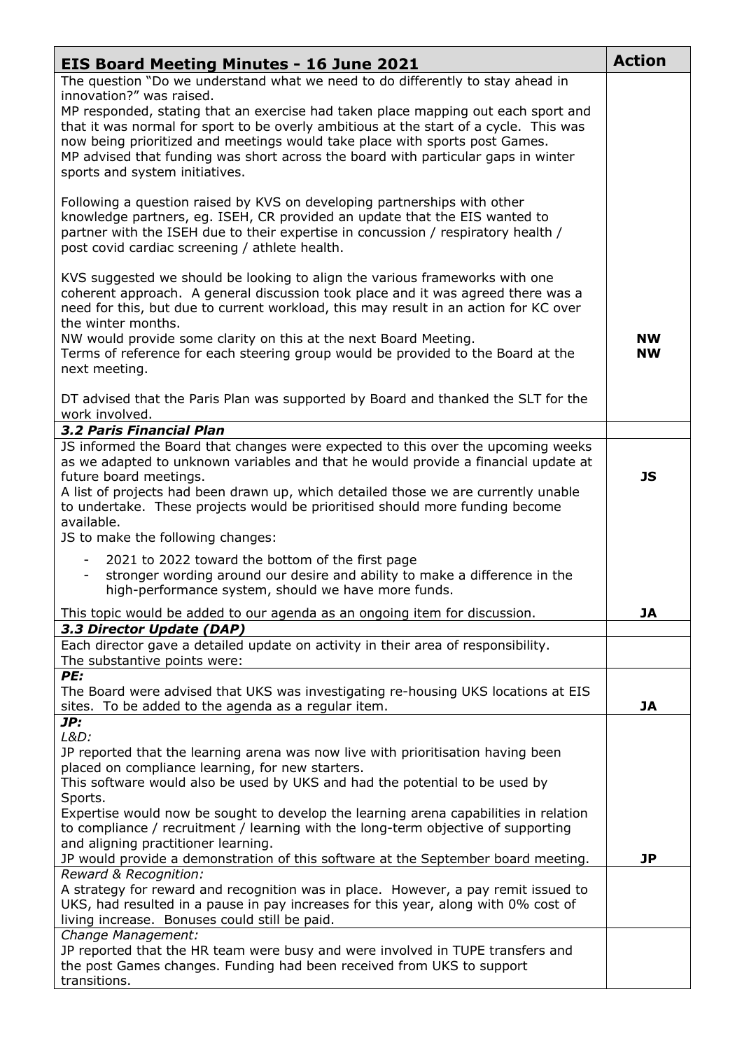| EIS Board Meeting Minutes - 16 June 2021 | Action |
|---|---|
| The question "Do we understand what we need to do differently to stay ahead in innovation?" was raised.<br>MP responded, stating that an exercise had taken place mapping out each sport and that it was normal for sport to be overly ambitious at the start of a cycle. This was now being prioritized and meetings would take place with sports post Games.<br>MP advised that funding was short across the board with particular gaps in winter sports and system initiatives.<br><br>Following a question raised by KVS on developing partnerships with other knowledge partners, eg. ISEH, CR provided an update that the EIS wanted to partner with the ISEH due to their expertise in concussion / respiratory health / post covid cardiac screening / athlete health.<br><br>KVS suggested we should be looking to align the various frameworks with one coherent approach. A general discussion took place and it was agreed there was a need for this, but due to current workload, this may result in an action for KC over the winter months.<br>NW would provide some clarity on this at the next Board Meeting.<br>Terms of reference for each steering group would be provided to the Board at the next meeting.<br><br>DT advised that the Paris Plan was supported by Board and thanked the SLT for the work involved. | **NW**<br>**NW** |
| ***3.2 Paris Financial Plan*** | |
| JS informed the Board that changes were expected to this over the upcoming weeks as we adapted to unknown variables and that he would provide a financial update at future board meetings.<br>A list of projects had been drawn up, which detailed those we are currently unable to undertake. These projects would be prioritised should more funding become available.<br>JS to make the following changes:<br>- 2021 to 2022 toward the bottom of the first page<br>- stronger wording around our desire and ability to make a difference in the high-performance system, should we have more funds.<br><br>This topic would be added to our agenda as an ongoing item for discussion. | **JS**<br><br><br><br><br><br>**JA** |
| ***3.3 Director Update (DAP)*** | |
| Each director gave a detailed update on activity in their area of responsibility.<br>The substantive points were: | |
| ***PE:***<br>The Board were advised that UKS was investigating re-housing UKS locations at EIS sites. To be added to the agenda as a regular item. | **JA** |
| ***JP:***<br>*L&D:*<br>JP reported that the learning arena was now live with prioritisation having been placed on compliance learning, for new starters.<br>This software would also be used by UKS and had the potential to be used by Sports.<br>Expertise would now be sought to develop the learning arena capabilities in relation to compliance / recruitment / learning with the long-term objective of supporting and aligning practitioner learning.<br>JP would provide a demonstration of this software at the September board meeting. | **JP** |
| *Reward & Recognition:*<br>A strategy for reward and recognition was in place. However, a pay remit issued to UKS, had resulted in a pause in pay increases for this year, along with 0% cost of living increase. Bonuses could still be paid. | |
| *Change Management:*<br>JP reported that the HR team were busy and were involved in TUPE transfers and the post Games changes. Funding had been received from UKS to support transitions. | |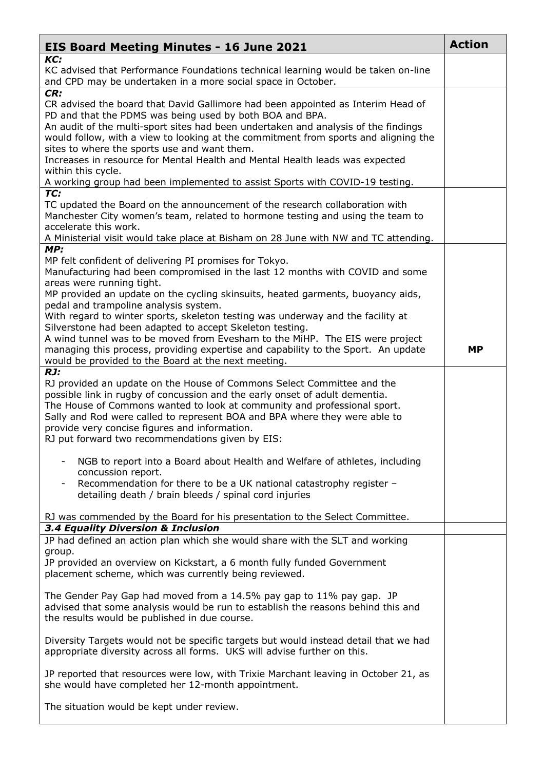| EIS Board Meeting Minutes - 16 June 2021 | Action |
|---|---|
| ***KC:***<br>KC advised that Performance Foundations technical learning would be taken on-line and CPD may be undertaken in a more social space in October. | |
| ***CR:***<br>CR advised the board that David Gallimore had been appointed as Interim Head of PD and that the PDMS was being used by both BOA and BPA.<br>An audit of the multi-sport sites had been undertaken and analysis of the findings would follow, with a view to looking at the commitment from sports and aligning the sites to where the sports use and want them.<br>Increases in resource for Mental Health and Mental Health leads was expected within this cycle.<br>A working group had been implemented to assist Sports with COVID-19 testing. | |
| ***TC:***<br>TC updated the Board on the announcement of the research collaboration with Manchester City women's team, related to hormone testing and using the team to accelerate this work.<br>A Ministerial visit would take place at Bisham on 28 June with NW and TC attending. | |
| ***MP:***<br>MP felt confident of delivering PI promises for Tokyo.<br>Manufacturing had been compromised in the last 12 months with COVID and some areas were running tight.<br>MP provided an update on the cycling skinsuits, heated garments, buoyancy aids, pedal and trampoline analysis system.<br>With regard to winter sports, skeleton testing was underway and the facility at Silverstone had been adapted to accept Skeleton testing.<br>A wind tunnel was to be moved from Evesham to the MiHP. The EIS were project managing this process, providing expertise and capability to the Sport. An update would be provided to the Board at the next meeting. | **MP** |
| ***RJ:***<br>RJ provided an update on the House of Commons Select Committee and the possible link in rugby of concussion and the early onset of adult dementia.<br>The House of Commons wanted to look at community and professional sport.<br>Sally and Rod were called to represent BOA and BPA where they were able to provide very concise figures and information.<br>RJ put forward two recommendations given by EIS:<br><br>- NGB to report into a Board about Health and Welfare of athletes, including concussion report.<br>- Recommendation for there to be a UK national catastrophy register – detailing death / brain bleeds / spinal cord injuries<br><br>RJ was commended by the Board for his presentation to the Select Committee. | |
| ***3.4 Equality Diversion & Inclusion*** | |
| JP had defined an action plan which she would share with the SLT and working group.<br>JP provided an overview on Kickstart, a 6 month fully funded Government placement scheme, which was currently being reviewed.<br><br>The Gender Pay Gap had moved from a 14.5% pay gap to 11% pay gap. JP advised that some analysis would be run to establish the reasons behind this and the results would be published in due course.<br><br>Diversity Targets would not be specific targets but would instead detail that we had appropriate diversity across all forms. UKS will advise further on this.<br><br>JP reported that resources were low, with Trixie Marchant leaving in October 21, as she would have completed her 12-month appointment.<br><br>The situation would be kept under review. | |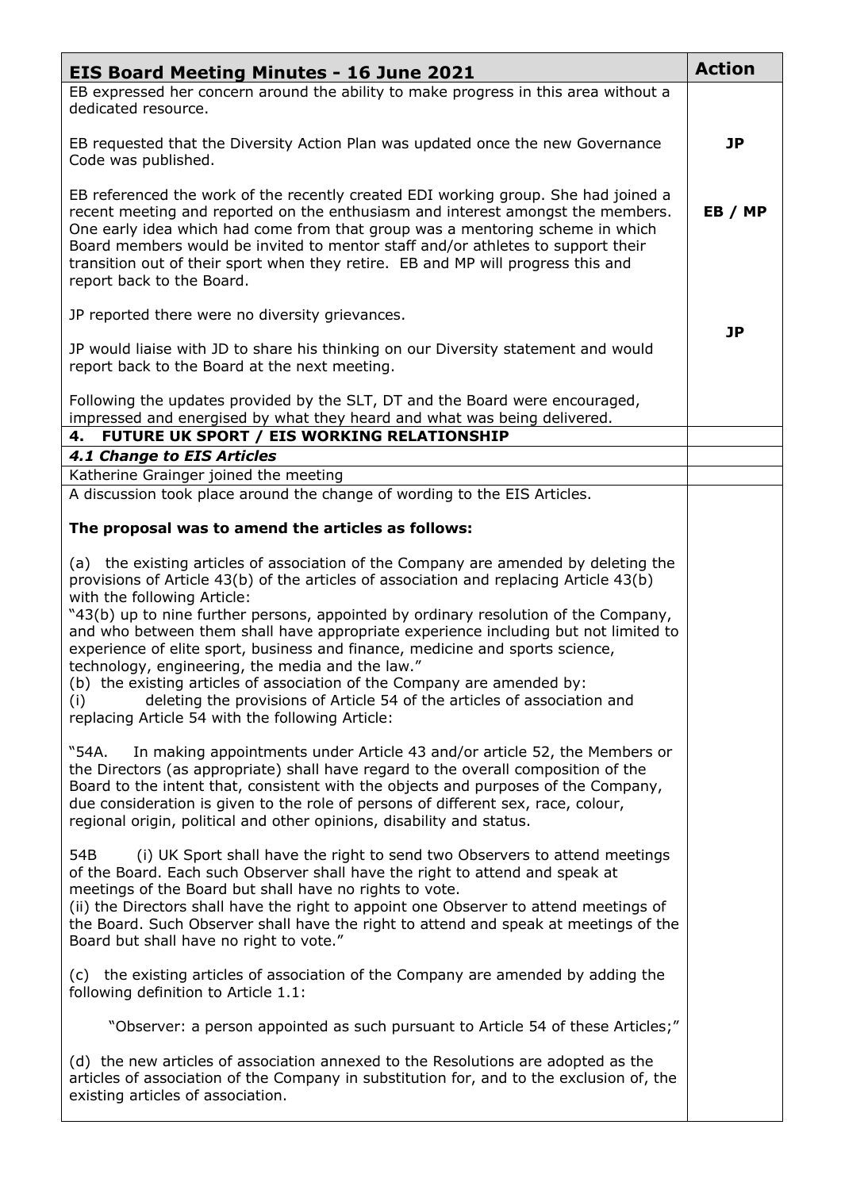| EIS Board Meeting Minutes - 16 June 2021 | Action |
|---|---|
| EB expressed her concern around the ability to make progress in this area without a dedicated resource.<br><br>EB requested that the Diversity Action Plan was updated once the new Governance Code was published.<br><br>EB referenced the work of the recently created EDI working group. She had joined a recent meeting and reported on the enthusiasm and interest amongst the members. One early idea which had come from that group was a mentoring scheme in which Board members would be invited to mentor staff and/or athletes to support their transition out of their sport when they retire. EB and MP will progress this and report back to the Board.<br><br>JP reported there were no diversity grievances.<br><br>JP would liaise with JD to share his thinking on our Diversity statement and would report back to the Board at the next meeting.<br><br>Following the updates provided by the SLT, DT and the Board were encouraged, impressed and energised by what they heard and what was being delivered. | <br><br><br>**JP**<br><br><br>**EB / MP**<br><br><br><br><br>**JP** |
| **4. FUTURE UK SPORT / EIS WORKING RELATIONSHIP** | |
| ***4.1 Change to EIS Articles*** | |
| Katherine Grainger joined the meeting | |
| A discussion took place around the change of wording to the EIS Articles.<br><br>**The proposal was to amend the articles as follows:**<br><br>(a) the existing articles of association of the Company are amended by deleting the provisions of Article 43(b) of the articles of association and replacing Article 43(b) with the following Article:<br>"43(b) up to nine further persons, appointed by ordinary resolution of the Company, and who between them shall have appropriate experience including but not limited to experience of elite sport, business and finance, medicine and sports science, technology, engineering, the media and the law."<br>(b) the existing articles of association of the Company are amended by:<br>(i) deleting the provisions of Article 54 of the articles of association and replacing Article 54 with the following Article:<br><br>"54A. In making appointments under Article 43 and/or article 52, the Members or the Directors (as appropriate) shall have regard to the overall composition of the Board to the intent that, consistent with the objects and purposes of the Company, due consideration is given to the role of persons of different sex, race, colour, regional origin, political and other opinions, disability and status.<br><br>54B (i) UK Sport shall have the right to send two Observers to attend meetings of the Board. Each such Observer shall have the right to attend and speak at meetings of the Board but shall have no rights to vote.<br>(ii) the Directors shall have the right to appoint one Observer to attend meetings of the Board. Such Observer shall have the right to attend and speak at meetings of the Board but shall have no right to vote."<br><br>(c) the existing articles of association of the Company are amended by adding the following definition to Article 1.1:<br><br>"Observer: a person appointed as such pursuant to Article 54 of these Articles;"<br><br>(d) the new articles of association annexed to the Resolutions are adopted as the articles of association of the Company in substitution for, and to the exclusion of, the existing articles of association. | |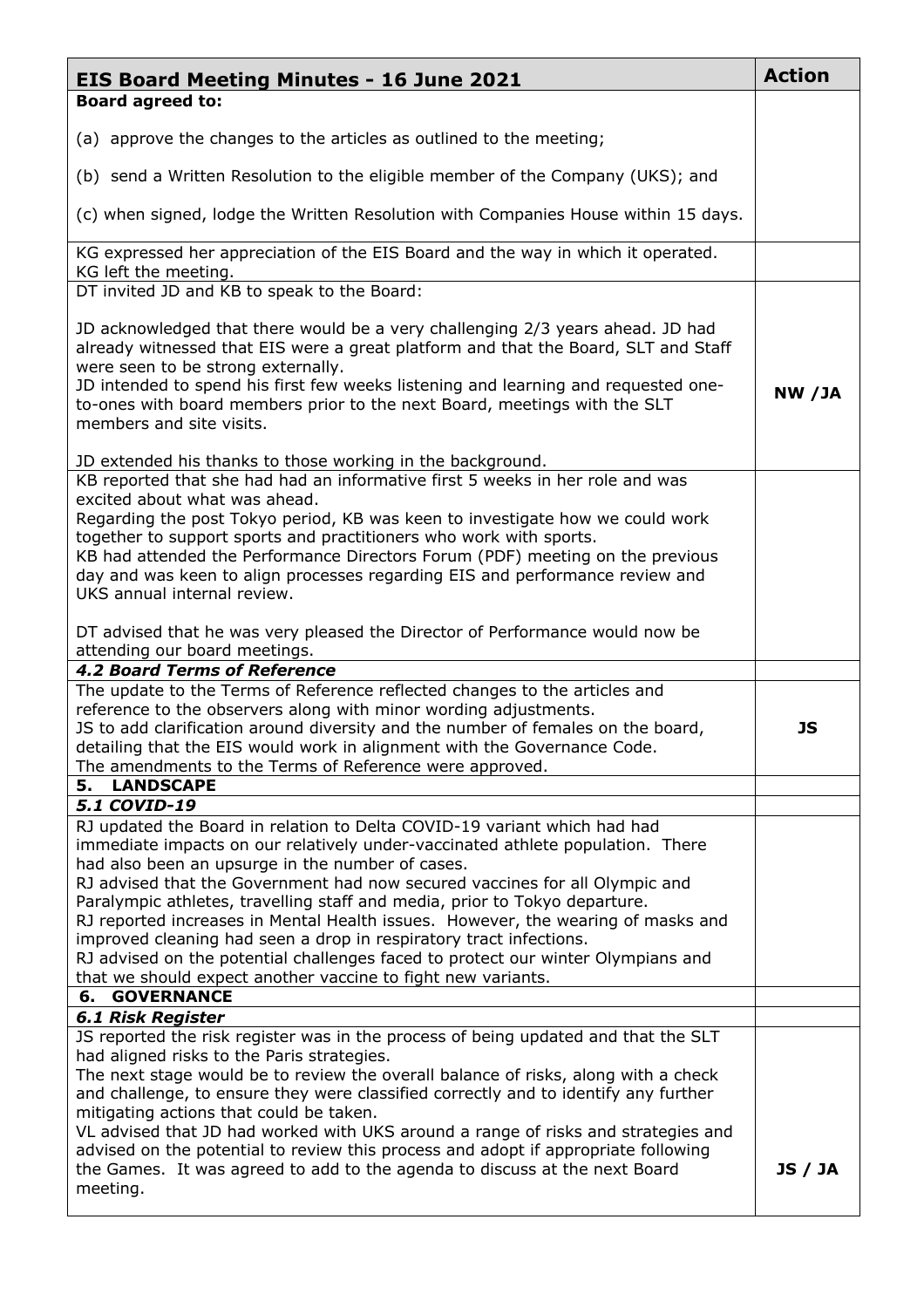| EIS Board Meeting Minutes - 16 June 2021 | Action |
|---|---|
| **Board agreed to:**<br><br>(a) approve the changes to the articles as outlined to the meeting;<br><br>(b) send a Written Resolution to the eligible member of the Company (UKS); and<br><br>(c) when signed, lodge the Written Resolution with Companies House within 15 days. | |
| KG expressed her appreciation of the EIS Board and the way in which it operated.<br>KG left the meeting. | |
| DT invited JD and KB to speak to the Board:<br><br>JD acknowledged that there would be a very challenging 2/3 years ahead. JD had already witnessed that EIS were a great platform and that the Board, SLT and Staff were seen to be strong externally.<br>JD intended to spend his first few weeks listening and learning and requested one-to-ones with board members prior to the next Board, meetings with the SLT members and site visits.<br><br>JD extended his thanks to those working in the background. | **NW /JA** |
| KB reported that she had had an informative first 5 weeks in her role and was excited about what was ahead.<br>Regarding the post Tokyo period, KB was keen to investigate how we could work together to support sports and practitioners who work with sports.<br>KB had attended the Performance Directors Forum (PDF) meeting on the previous day and was keen to align processes regarding EIS and performance review and UKS annual internal review.<br><br>DT advised that he was very pleased the Director of Performance would now be attending our board meetings. | |
| ***4.2 Board Terms of Reference*** | |
| The update to the Terms of Reference reflected changes to the articles and reference to the observers along with minor wording adjustments.<br>JS to add clarification around diversity and the number of females on the board, detailing that the EIS would work in alignment with the Governance Code.<br>The amendments to the Terms of Reference were approved. | **JS** |
| **5. LANDSCAPE** | |
| ***5.1 COVID-19*** | |
| RJ updated the Board in relation to Delta COVID-19 variant which had had immediate impacts on our relatively under-vaccinated athlete population. There had also been an upsurge in the number of cases.<br>RJ advised that the Government had now secured vaccines for all Olympic and Paralympic athletes, travelling staff and media, prior to Tokyo departure.<br>RJ reported increases in Mental Health issues. However, the wearing of masks and improved cleaning had seen a drop in respiratory tract infections.<br>RJ advised on the potential challenges faced to protect our winter Olympians and that we should expect another vaccine to fight new variants. | |
| **6. GOVERNANCE** | |
| ***6.1 Risk Register*** | |
| JS reported the risk register was in the process of being updated and that the SLT had aligned risks to the Paris strategies.<br>The next stage would be to review the overall balance of risks, along with a check and challenge, to ensure they were classified correctly and to identify any further mitigating actions that could be taken.<br>VL advised that JD had worked with UKS around a range of risks and strategies and advised on the potential to review this process and adopt if appropriate following the Games. It was agreed to add to the agenda to discuss at the next Board meeting. | **JS / JA** |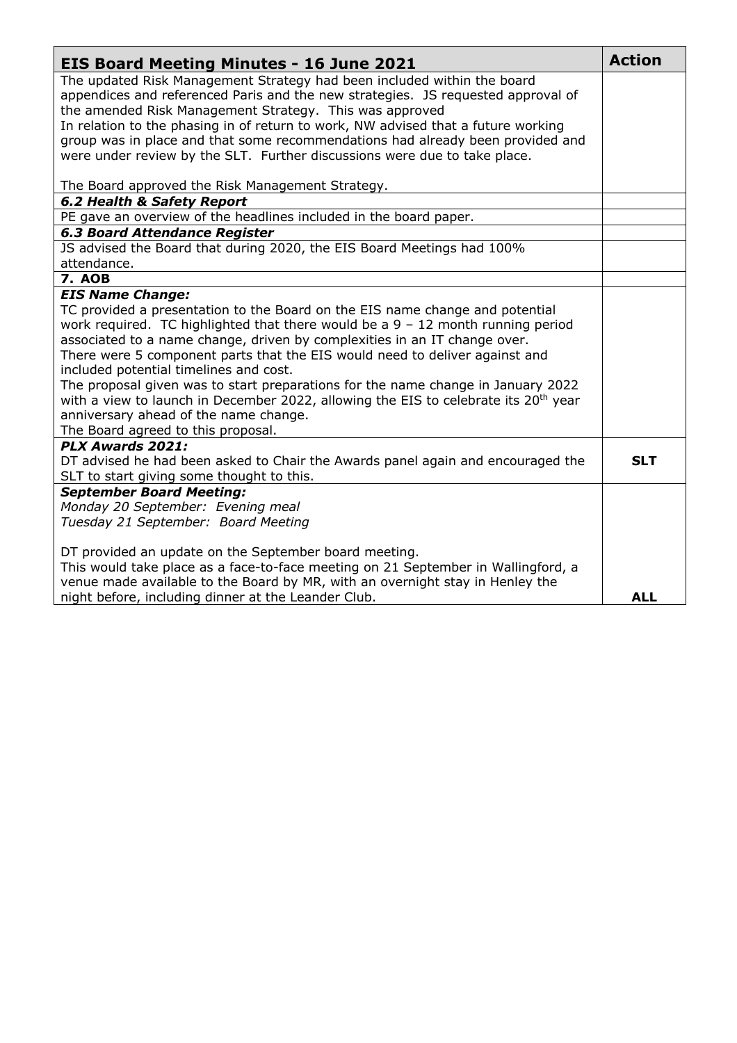| EIS Board Meeting Minutes - 16 June 2021 | Action |
|---|---|
| The updated Risk Management Strategy had been included within the board appendices and referenced Paris and the new strategies. JS requested approval of the amended Risk Management Strategy. This was approved<br>In relation to the phasing in of return to work, NW advised that a future working group was in place and that some recommendations had already been provided and were under review by the SLT. Further discussions were due to take place.<br><br>The Board approved the Risk Management Strategy. | |
| ***6.2 Health & Safety Report*** | |
| PE gave an overview of the headlines included in the board paper. | |
| ***6.3 Board Attendance Register*** | |
| JS advised the Board that during 2020, the EIS Board Meetings had 100% attendance. | |
| **7. AOB** | |
| ***EIS Name Change:***<br>TC provided a presentation to the Board on the EIS name change and potential work required. TC highlighted that there would be a 9 – 12 month running period associated to a name change, driven by complexities in an IT change over.<br>There were 5 component parts that the EIS would need to deliver against and included potential timelines and cost.<br>The proposal given was to start preparations for the name change in January 2022 with a view to launch in December 2022, allowing the EIS to celebrate its 20th year anniversary ahead of the name change.<br>The Board agreed to this proposal. | |
| ***PLX Awards 2021:***<br>DT advised he had been asked to Chair the Awards panel again and encouraged the SLT to start giving some thought to this. | **SLT** |
| ***September Board Meeting:***<br>*Monday 20 September: Evening meal*<br>*Tuesday 21 September: Board Meeting*<br><br>DT provided an update on the September board meeting.<br>This would take place as a face-to-face meeting on 21 September in Wallingford, a venue made available to the Board by MR, with an overnight stay in Henley the night before, including dinner at the Leander Club. | **ALL** |